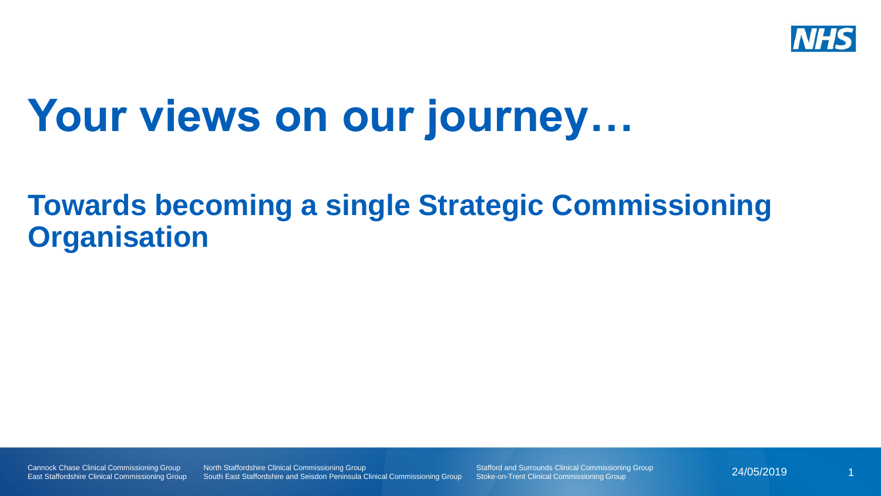# Your views on our journey…

## Towards becoming a single Strategic Commissioning Organisation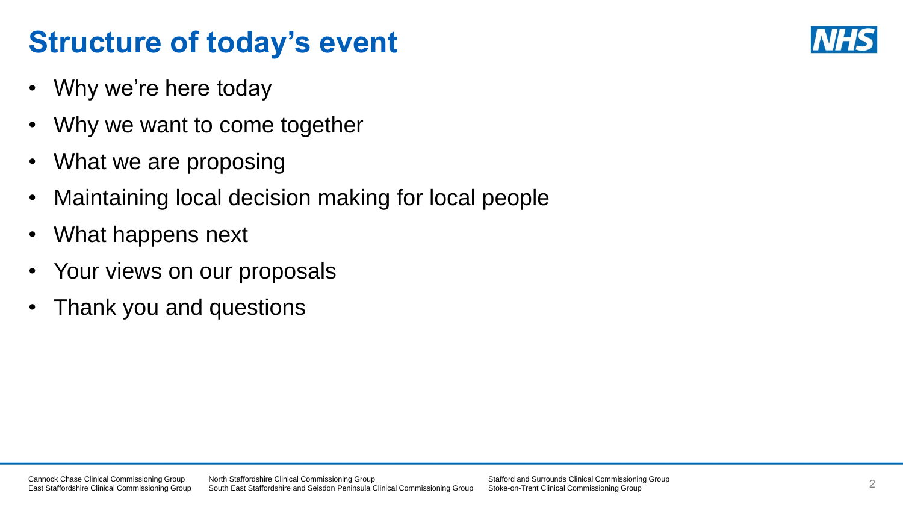# Structure of today's event

- Why we're here today
- Why we want to come together
- What we are proposing
- Maintaining local decision making for local people
- What happens next
- Your views on our proposals
- Thank you and questions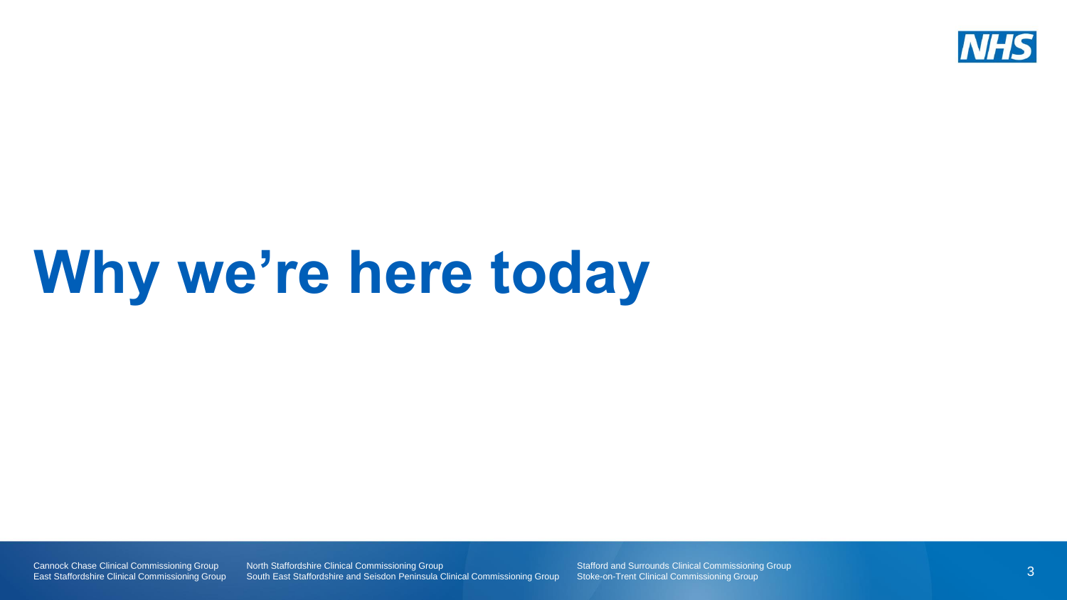# Why we're here today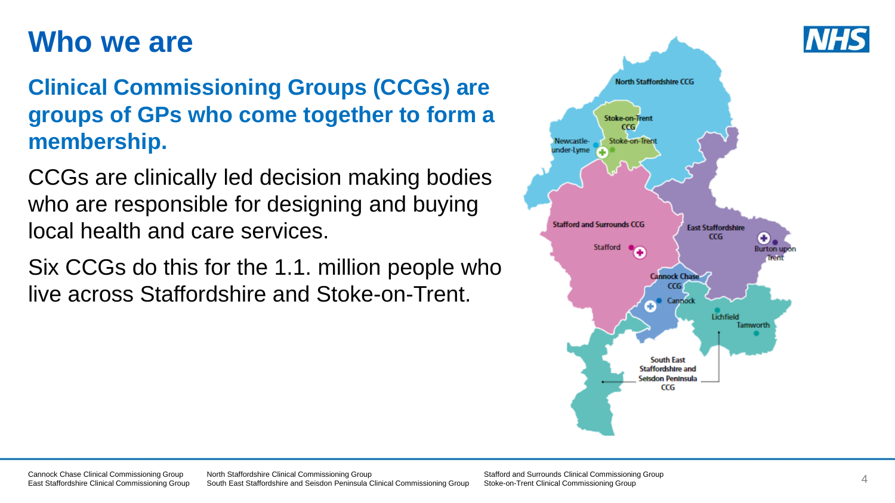# Who we are

**Clinical Commissioning Groups (CCGs) are groups of GPs who come together to form a membership.**

CCGs are clinically led decision making bodies who are responsible for designing and buying local health and care services.

Six CCGs do this for the 1.1. million people who live across Staffordshire and Stoke-on-Trent.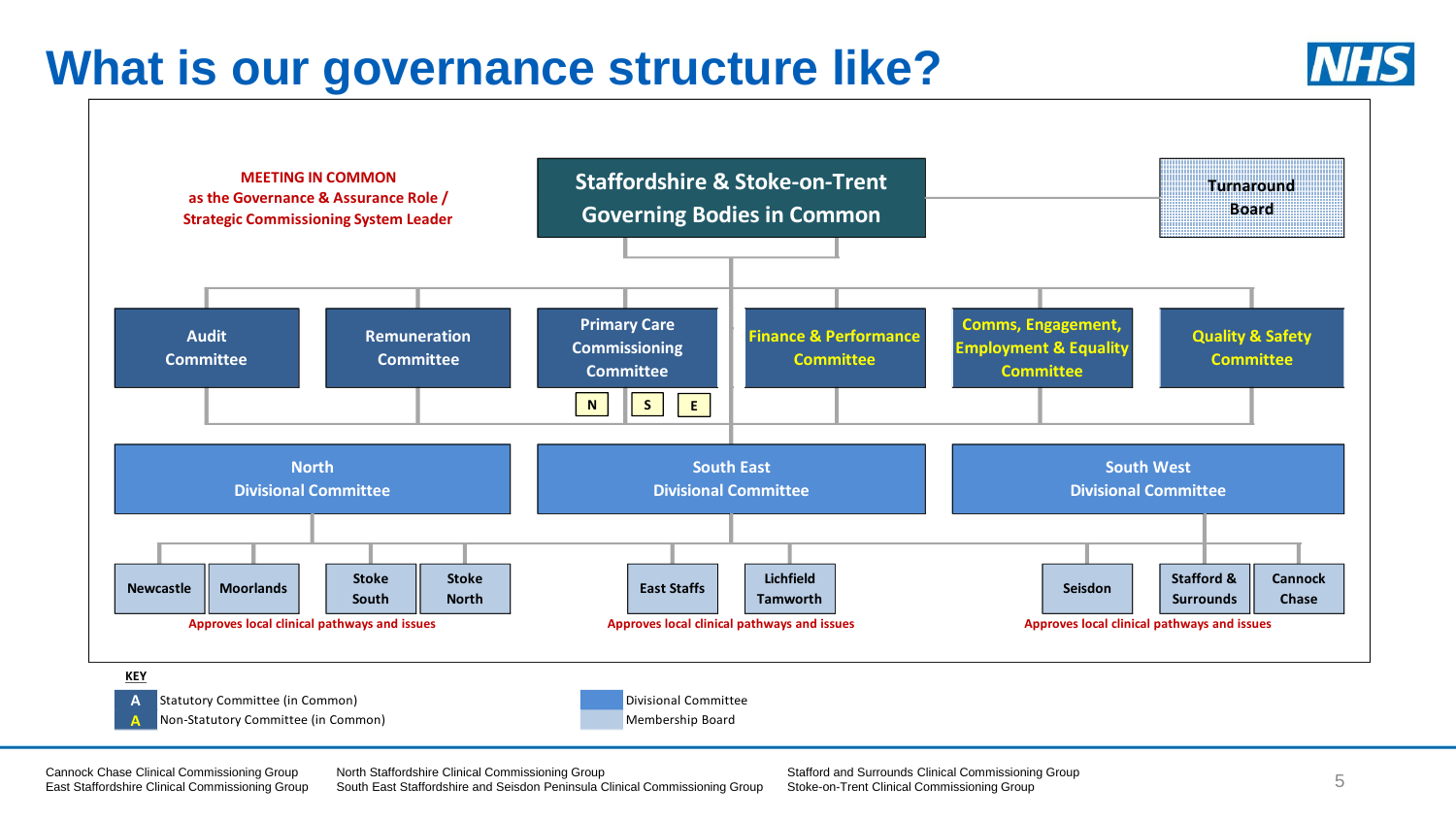# What is our governance structure like?

**MEETING IN COMMON**
**as the Governance & Assurance Role / Strategic Commissioning System Leader**

**Staffordshire & Stoke-on-Trent Governing Bodies in Common**

**Turnaround Board**

- **Audit Committee**
- **Remuneration Committee**
- **Primary Care Commissioning Committee** (N, S, E)
- **Finance & Performance Committee**
- **Comms, Engagement, Employment & Equality Committee**
- **Quality & Safety Committee**

**North Divisional Committee**
- Newcastle
- Moorlands
- Stoke South
- Stoke North

Approves local clinical pathways and issues

**South East Divisional Committee**
- East Staffs
- Lichfield Tamworth

Approves local clinical pathways and issues

**South West Divisional Committee**
- Seisdon
- Stafford & Surrounds
- Cannock Chase

Approves local clinical pathways and issues

**KEY**

- Statutory Committee (in Common)
- Non-Statutory Committee (in Common)
- Divisional Committee
- Membership Board

Cannock Chase Clinical Commissioning Group
East Staffordshire Clinical Commissioning Group
North Staffordshire Clinical Commissioning Group
South East Staffordshire and Seisdon Peninsula Clinical Commissioning Group
Stafford and Surrounds Clinical Commissioning Group
Stoke-on-Trent Clinical Commissioning Group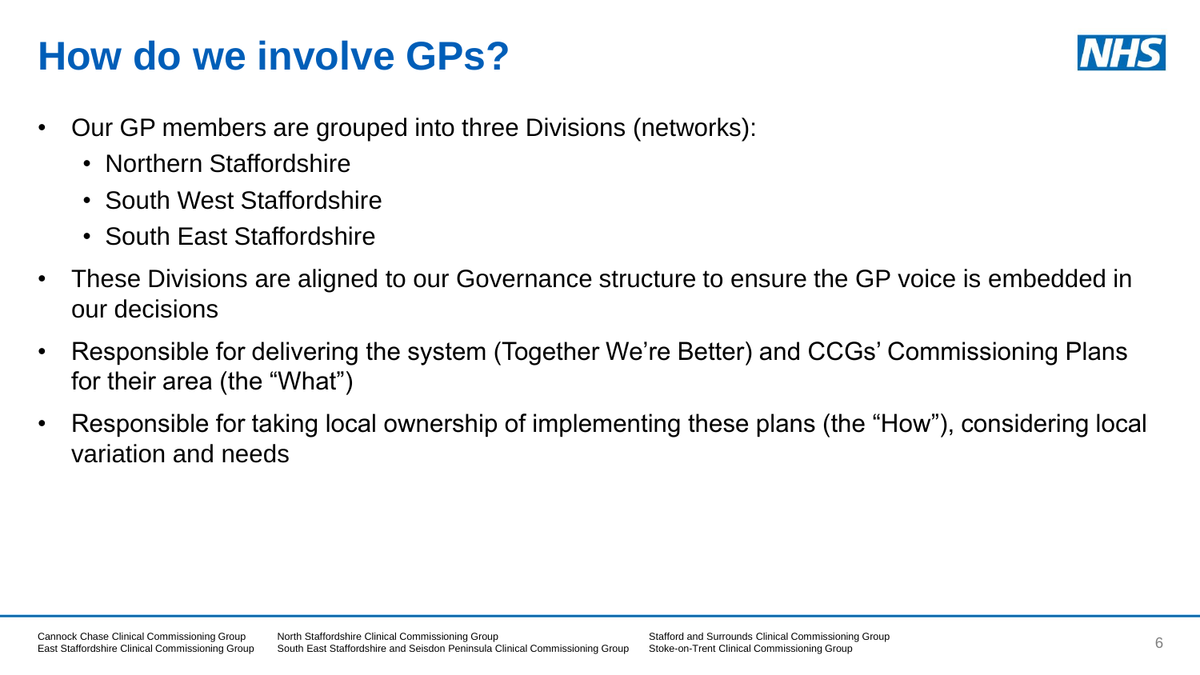# How do we involve GPs?

- Our GP members are grouped into three Divisions (networks):
  - Northern Staffordshire
  - South West Staffordshire
  - South East Staffordshire
- These Divisions are aligned to our Governance structure to ensure the GP voice is embedded in our decisions
- Responsible for delivering the system (Together We're Better) and CCGs' Commissioning Plans for their area (the "What")
- Responsible for taking local ownership of implementing these plans (the "How"), considering local variation and needs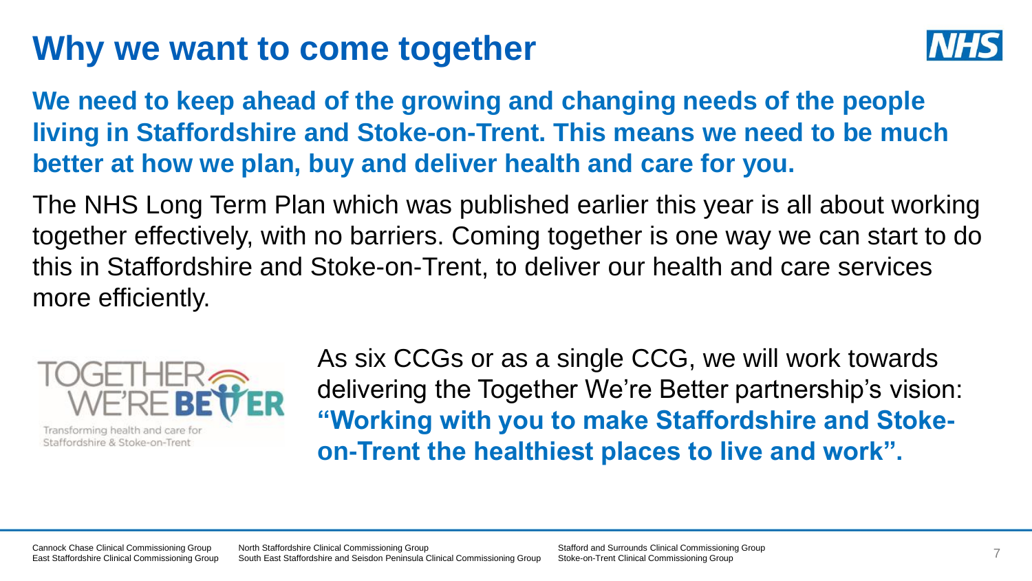# Why we want to come together

**We need to keep ahead of the growing and changing needs of the people living in Staffordshire and Stoke-on-Trent. This means we need to be much better at how we plan, buy and deliver health and care for you.**

The NHS Long Term Plan which was published earlier this year is all about working together effectively, with no barriers. Coming together is one way we can start to do this in Staffordshire and Stoke-on-Trent, to deliver our health and care services more efficiently.

As six CCGs or as a single CCG, we will work towards delivering the Together We're Better partnership's vision: **"Working with you to make Staffordshire and Stoke-on-Trent the healthiest places to live and work".**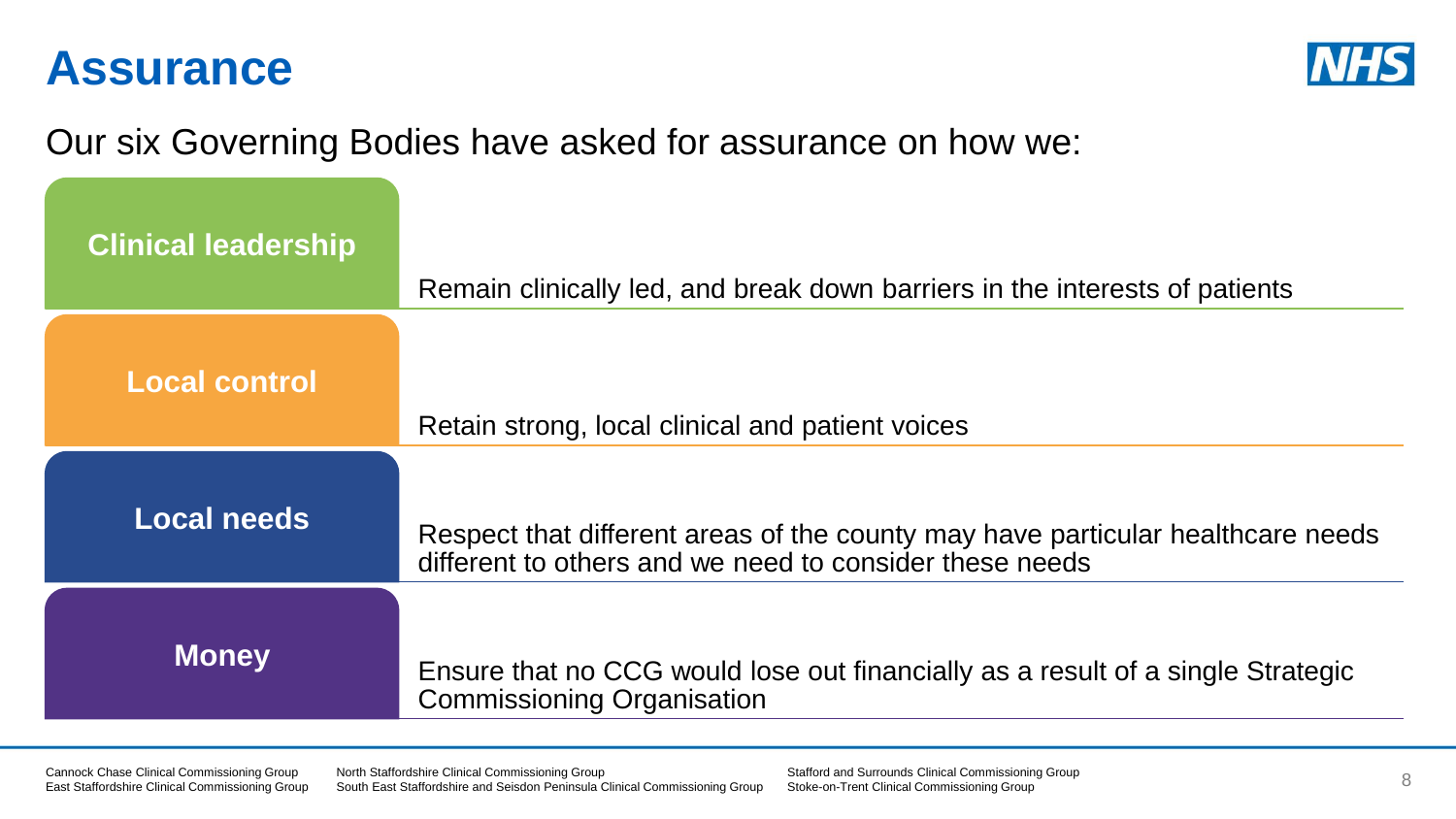# Assurance

Our six Governing Bodies have asked for assurance on how we:

| | |
|---|---|
| **Clinical leadership** | Remain clinically led, and break down barriers in the interests of patients |
| **Local control** | Retain strong, local clinical and patient voices |
| **Local needs** | Respect that different areas of the county may have particular healthcare needs different to others and we need to consider these needs |
| **Money** | Ensure that no CCG would lose out financially as a result of a single Strategic Commissioning Organisation |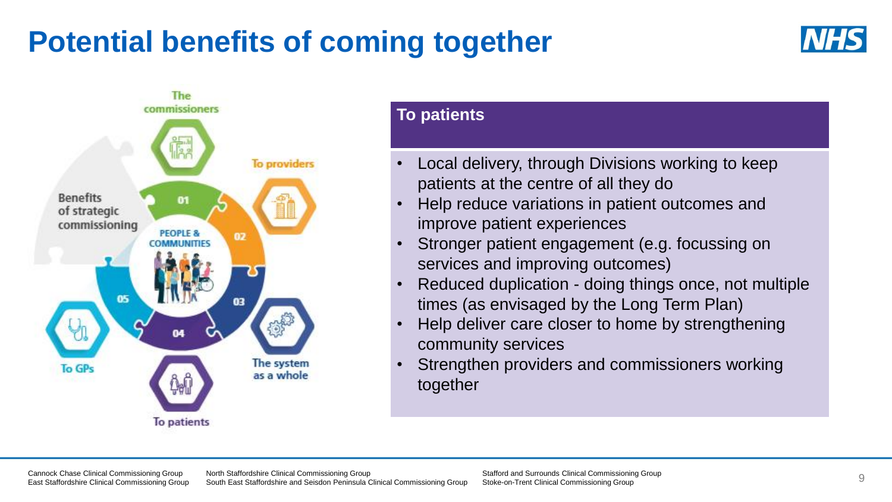# Potential benefits of coming together

Benefits of strategic commissioning

- PEOPLE & COMMUNITIES
- 01 The commissioners
- 02 To providers
- 03 The system as a whole
- 04 To patients
- 05 To GPs

## To patients

- Local delivery, through Divisions working to keep patients at the centre of all they do
- Help reduce variations in patient outcomes and improve patient experiences
- Stronger patient engagement (e.g. focussing on services and improving outcomes)
- Reduced duplication - doing things once, not multiple times (as envisaged by the Long Term Plan)
- Help deliver care closer to home by strengthening community services
- Strengthen providers and commissioners working together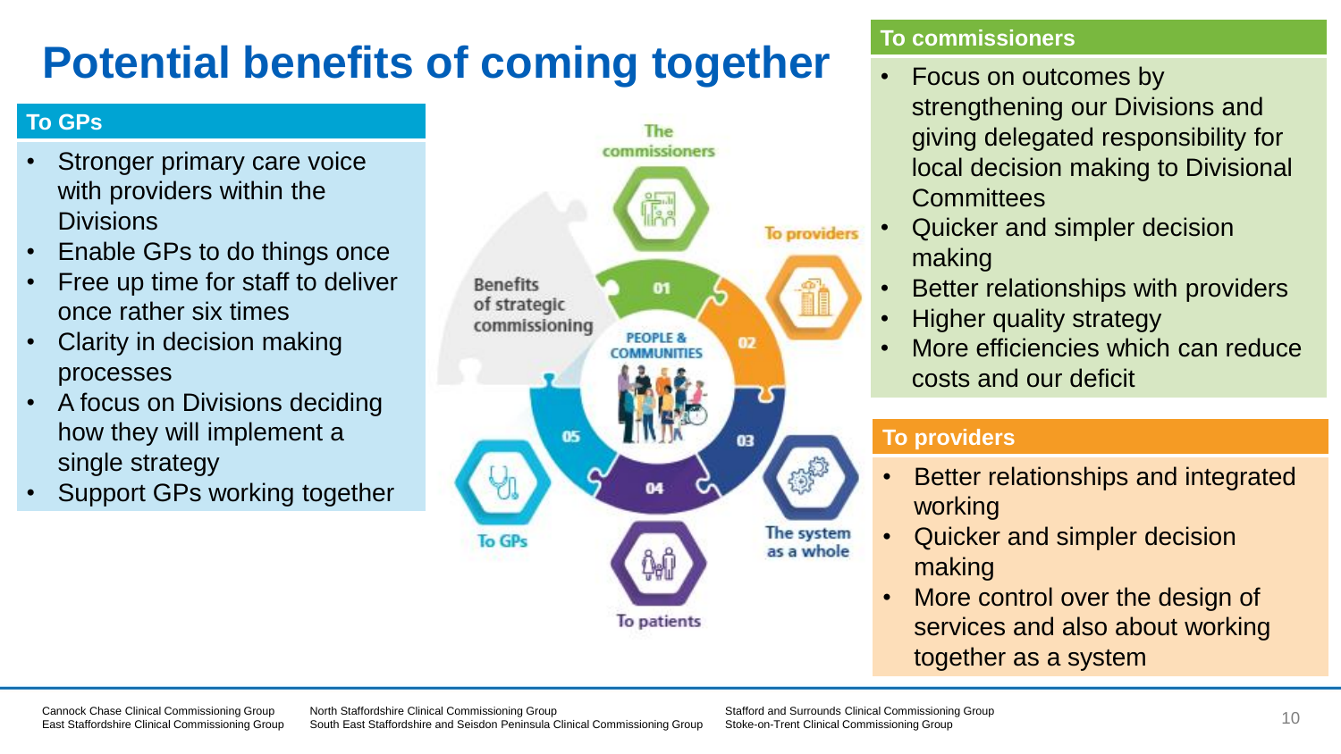# Potential benefits of coming together

## To GPs

- Stronger primary care voice with providers within the Divisions
- Enable GPs to do things once
- Free up time for staff to deliver once rather six times
- Clarity in decision making processes
- A focus on Divisions deciding how they will implement a single strategy
- Support GPs working together

Benefits of strategic commissioning

PEOPLE & COMMUNITIES

01 The commissioners

02 To providers

03 The system as a whole

04 To patients

05 To GPs

## To commissioners

- Focus on outcomes by strengthening our Divisions and giving delegated responsibility for local decision making to Divisional Committees
- Quicker and simpler decision making
- Better relationships with providers
- Higher quality strategy
- More efficiencies which can reduce costs and our deficit

## To providers

- Better relationships and integrated working
- Quicker and simpler decision making
- More control over the design of services and also about working together as a system

Cannock Chase Clinical Commissioning Group
East Staffordshire Clinical Commissioning Group
North Staffordshire Clinical Commissioning Group
South East Staffordshire and Seisdon Peninsula Clinical Commissioning Group
Stafford and Surrounds Clinical Commissioning Group
Stoke-on-Trent Clinical Commissioning Group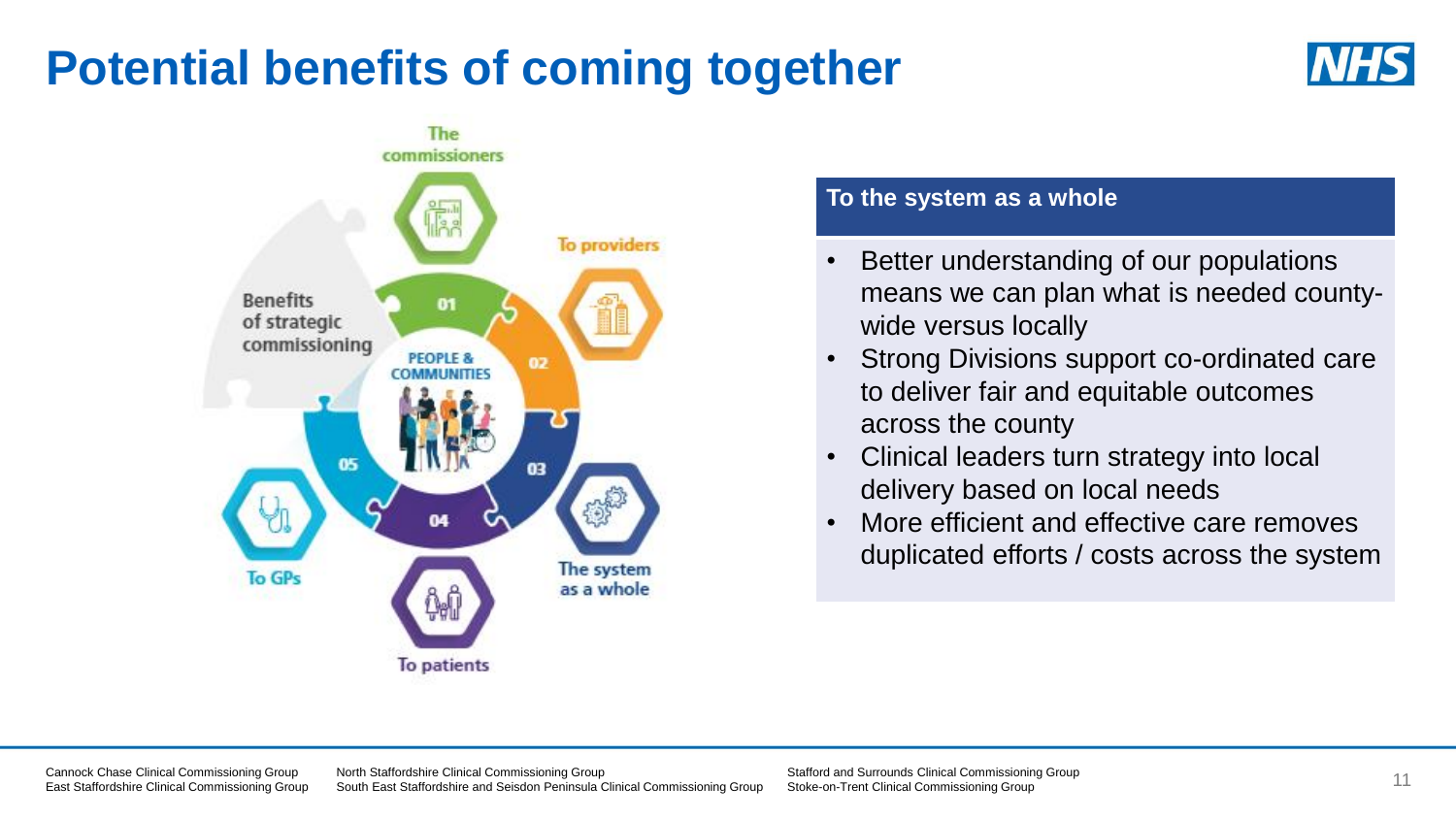# Potential benefits of coming together

The commissioners

To providers

Benefits of strategic commissioning

01

02

PEOPLE & COMMUNITIES

03

04

05

To GPs

The system as a whole

To patients

**To the system as a whole**

- Better understanding of our populations means we can plan what is needed county-wide versus locally
- Strong Divisions support co-ordinated care to deliver fair and equitable outcomes across the county
- Clinical leaders turn strategy into local delivery based on local needs
- More efficient and effective care removes duplicated efforts / costs across the system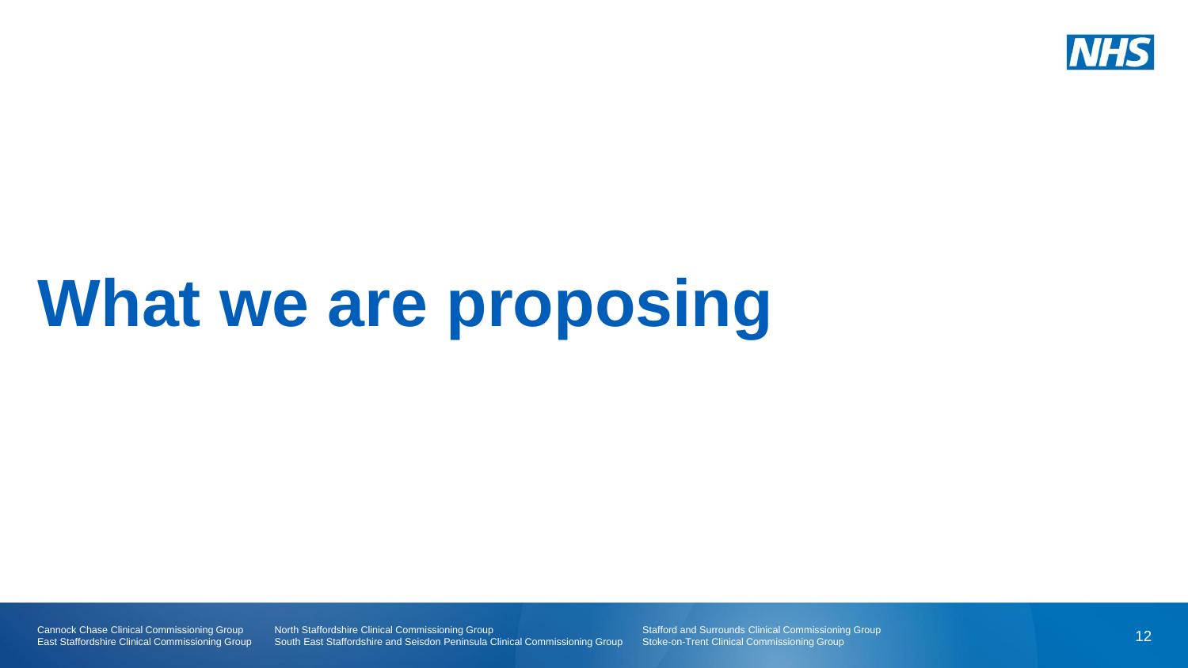# What we are proposing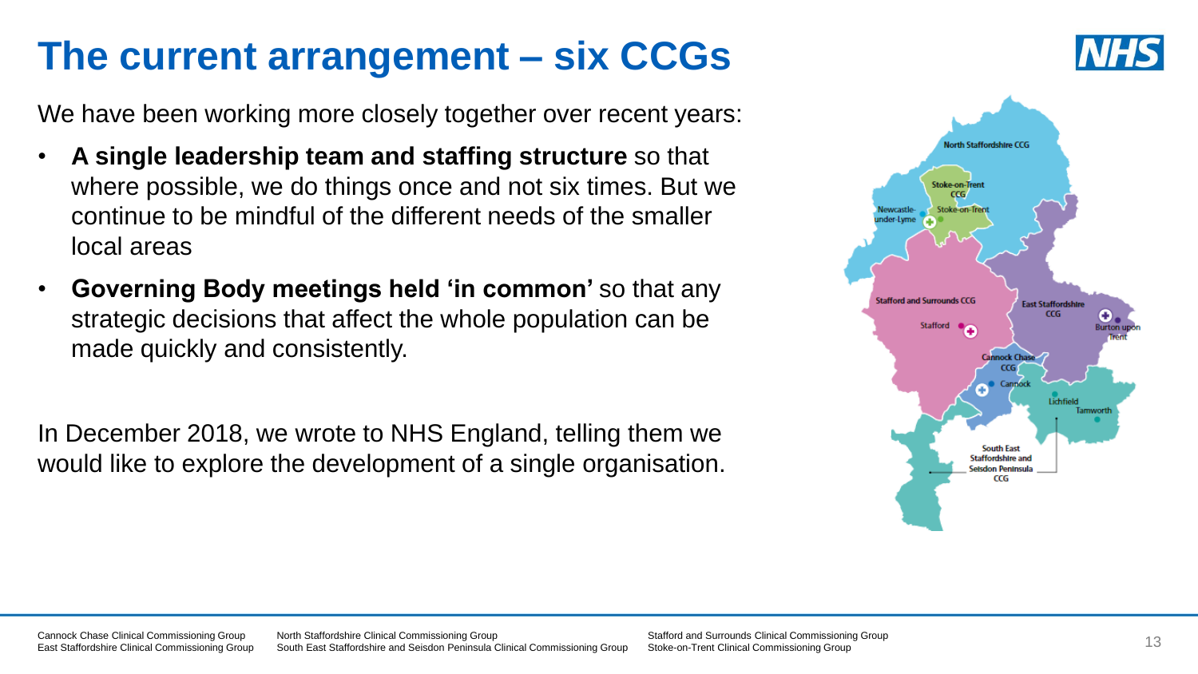# The current arrangement – six CCGs

We have been working more closely together over recent years:

- **A single leadership team and staffing structure** so that where possible, we do things once and not six times. But we continue to be mindful of the different needs of the smaller local areas
- **Governing Body meetings held 'in common'** so that any strategic decisions that affect the whole population can be made quickly and consistently.

In December 2018, we wrote to NHS England, telling them we would like to explore the development of a single organisation.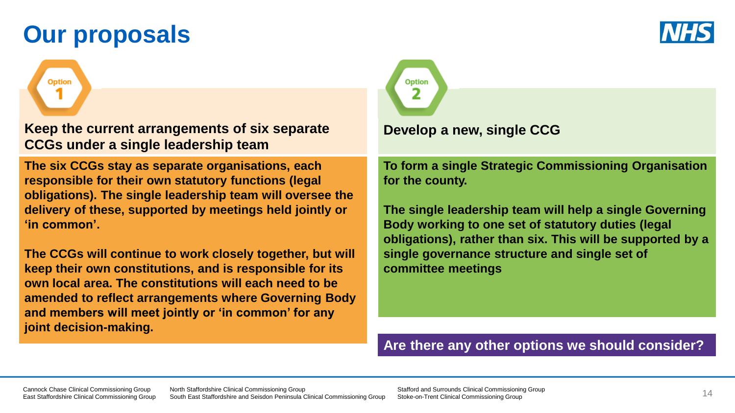# Our proposals

## Option 1

**Keep the current arrangements of six separate CCGs under a single leadership team**

**The six CCGs stay as separate organisations, each responsible for their own statutory functions (legal obligations). The single leadership team will oversee the delivery of these, supported by meetings held jointly or 'in common'.**

**The CCGs will continue to work closely together, but will keep their own constitutions, and is responsible for its own local area. The constitutions will each need to be amended to reflect arrangements where Governing Body and members will meet jointly or 'in common' for any joint decision-making.**

## Option 2

**Develop a new, single CCG**

**To form a single Strategic Commissioning Organisation for the county.**

**The single leadership team will help a single Governing Body working to one set of statutory duties (legal obligations), rather than six. This will be supported by a single governance structure and single set of committee meetings**

**Are there any other options we should consider?**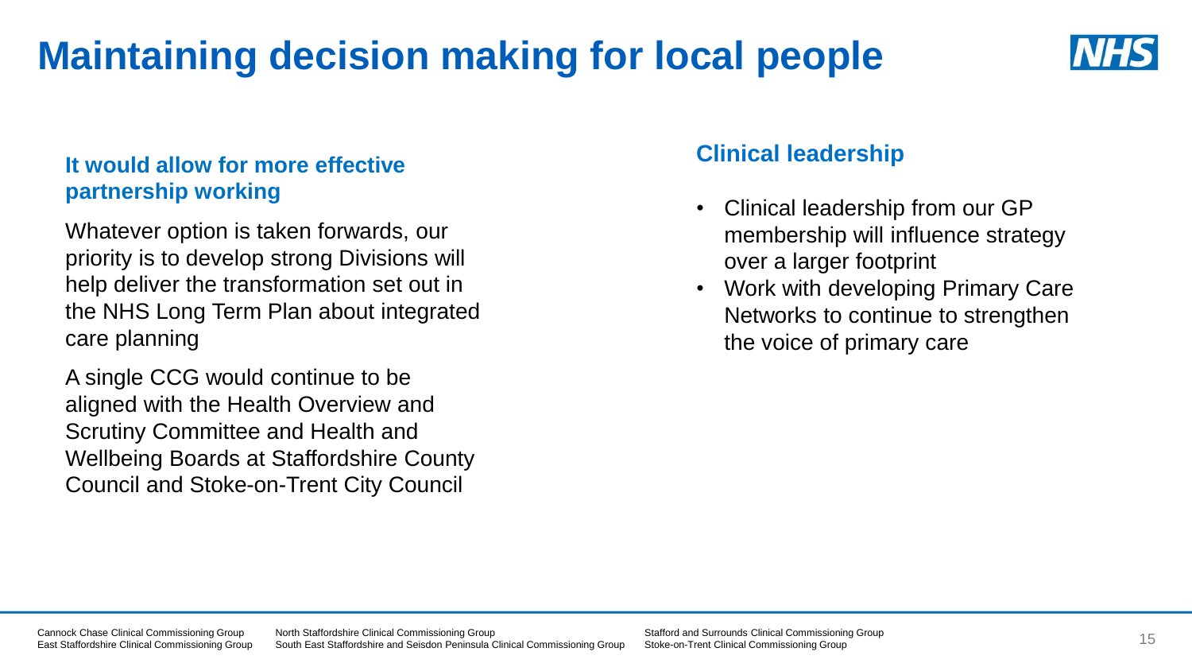# Maintaining decision making for local people

## It would allow for more effective partnership working

Whatever option is taken forwards, our priority is to develop strong Divisions will help deliver the transformation set out in the NHS Long Term Plan about integrated care planning

A single CCG would continue to be aligned with the Health Overview and Scrutiny Committee and Health and Wellbeing Boards at Staffordshire County Council and Stoke-on-Trent City Council

## Clinical leadership

- Clinical leadership from our GP membership will influence strategy over a larger footprint
- Work with developing Primary Care Networks to continue to strengthen the voice of primary care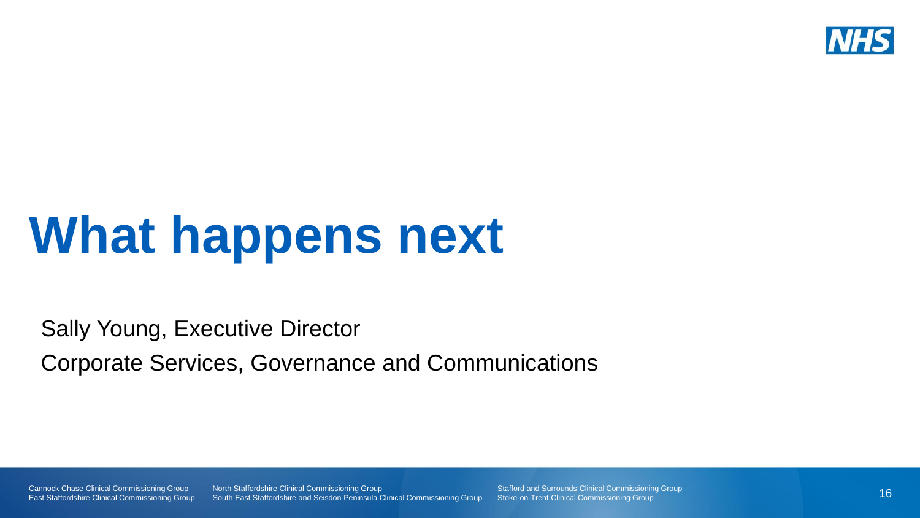# What happens next

Sally Young, Executive Director

Corporate Services, Governance and Communications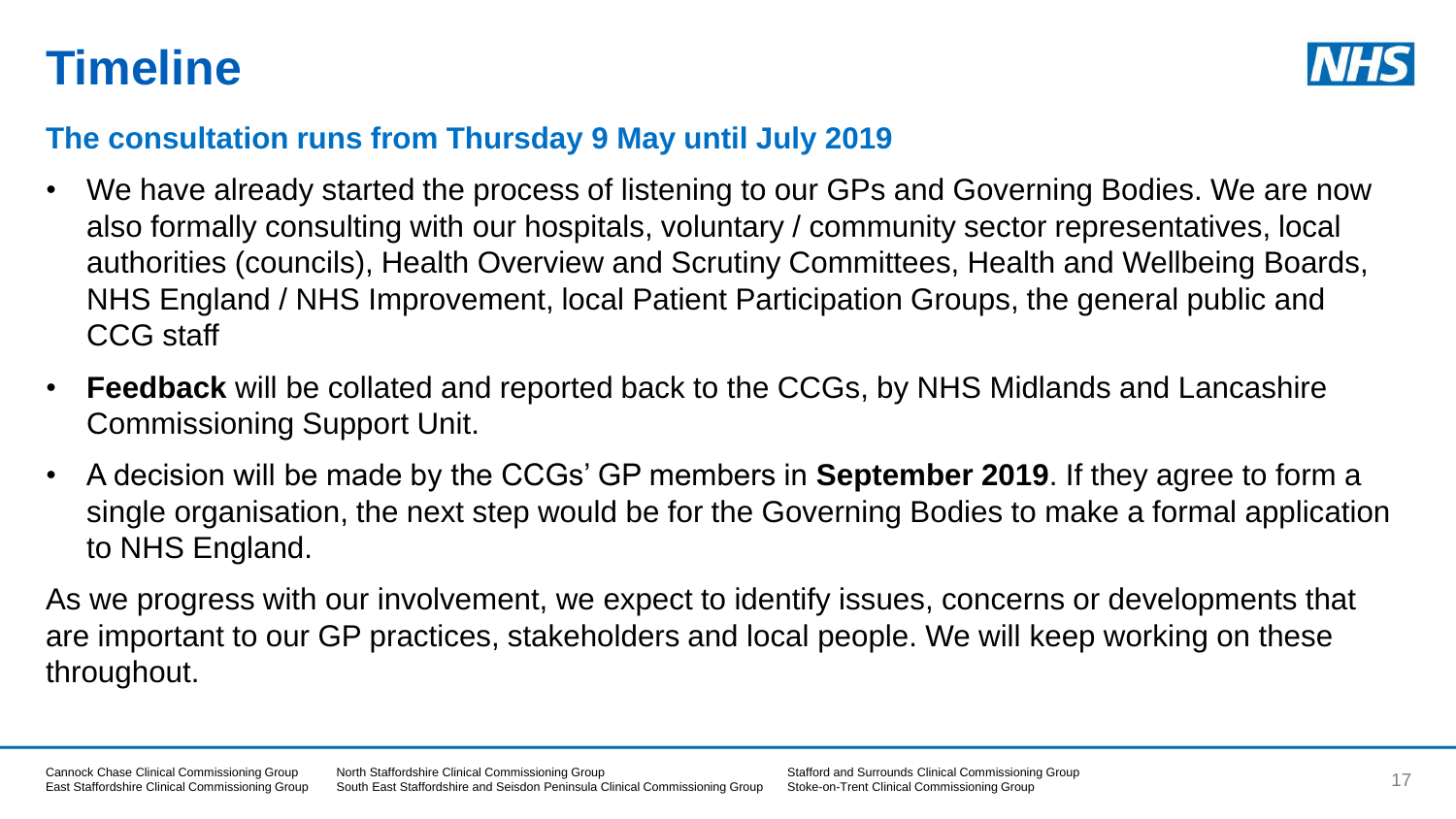# Timeline

## The consultation runs from Thursday 9 May until July 2019

- We have already started the process of listening to our GPs and Governing Bodies. We are now also formally consulting with our hospitals, voluntary / community sector representatives, local authorities (councils), Health Overview and Scrutiny Committees, Health and Wellbeing Boards, NHS England / NHS Improvement, local Patient Participation Groups, the general public and CCG staff
- **Feedback** will be collated and reported back to the CCGs, by NHS Midlands and Lancashire Commissioning Support Unit.
- A decision will be made by the CCGs' GP members in **September 2019**. If they agree to form a single organisation, the next step would be for the Governing Bodies to make a formal application to NHS England.

As we progress with our involvement, we expect to identify issues, concerns or developments that are important to our GP practices, stakeholders and local people. We will keep working on these throughout.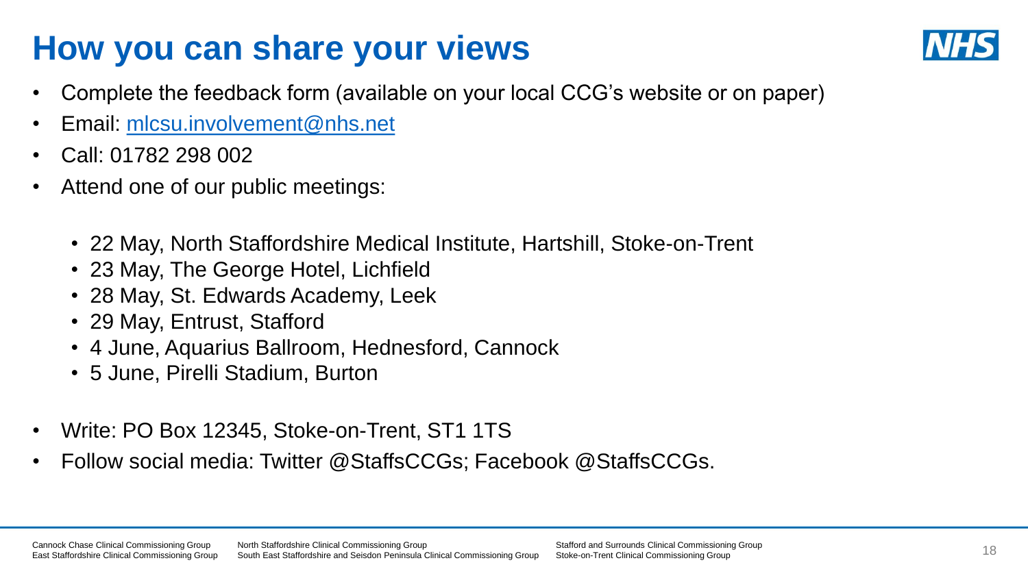# How you can share your views

- Complete the feedback form (available on your local CCG's website or on paper)
- Email: mlcsu.involvement@nhs.net
- Call: 01782 298 002
- Attend one of our public meetings:
  - 22 May, North Staffordshire Medical Institute, Hartshill, Stoke-on-Trent
  - 23 May, The George Hotel, Lichfield
  - 28 May, St. Edwards Academy, Leek
  - 29 May, Entrust, Stafford
  - 4 June, Aquarius Ballroom, Hednesford, Cannock
  - 5 June, Pirelli Stadium, Burton
- Write: PO Box 12345, Stoke-on-Trent, ST1 1TS
- Follow social media: Twitter @StaffsCCGs; Facebook @StaffsCCGs.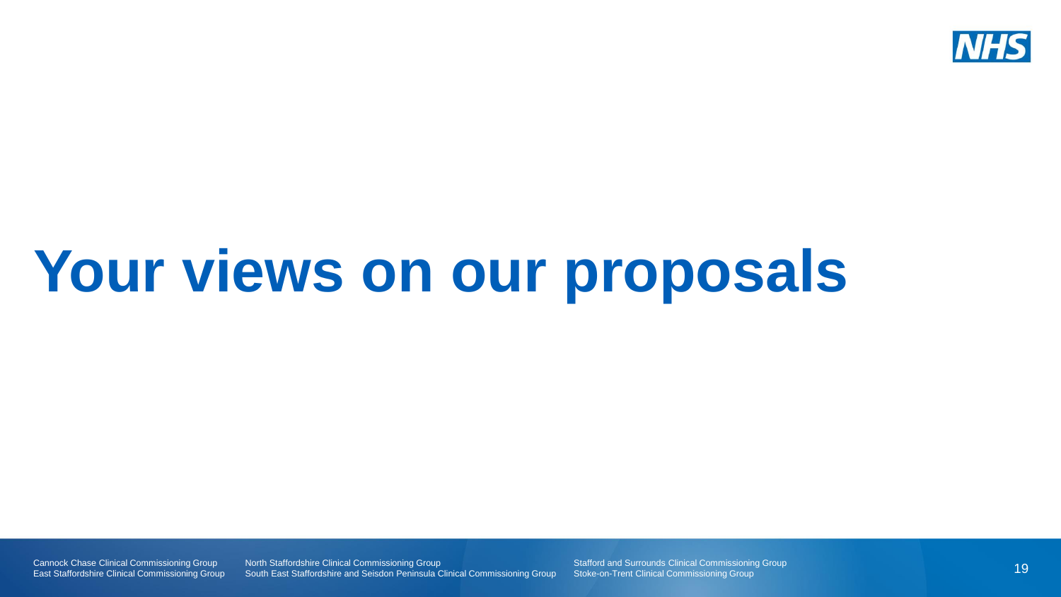# Your views on our proposals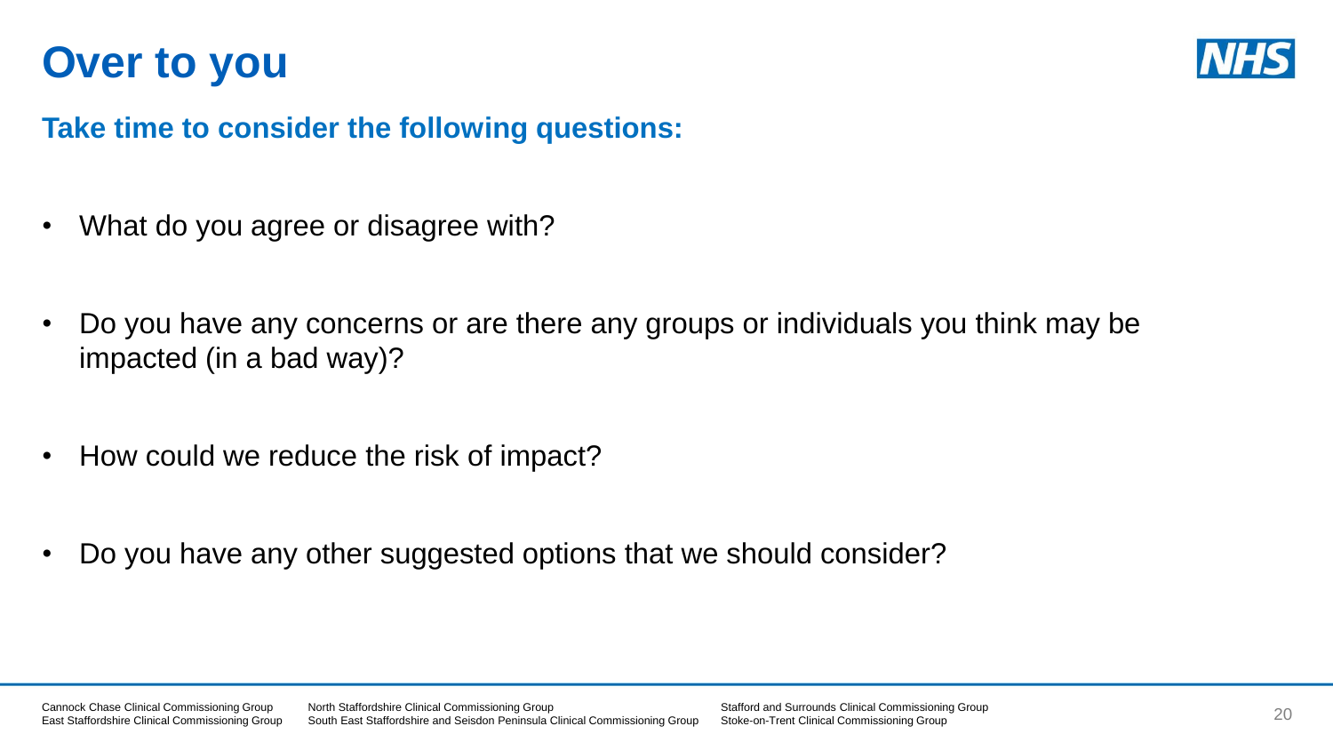# Over to you

## Take time to consider the following questions:

- What do you agree or disagree with?
- Do you have any concerns or are there any groups or individuals you think may be impacted (in a bad way)?
- How could we reduce the risk of impact?
- Do you have any other suggested options that we should consider?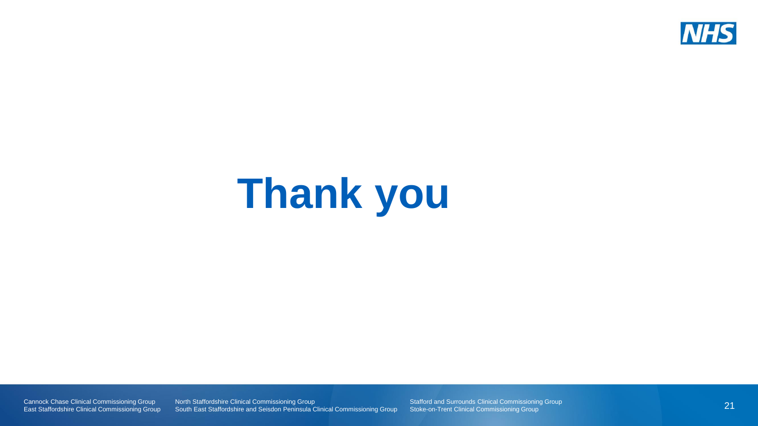# Thank you

Cannock Chase Clinical Commissioning Group
East Staffordshire Clinical Commissioning Group
North Staffordshire Clinical Commissioning Group
South East Staffordshire and Seisdon Peninsula Clinical Commissioning Group
Stafford and Surrounds Clinical Commissioning Group
Stoke-on-Trent Clinical Commissioning Group